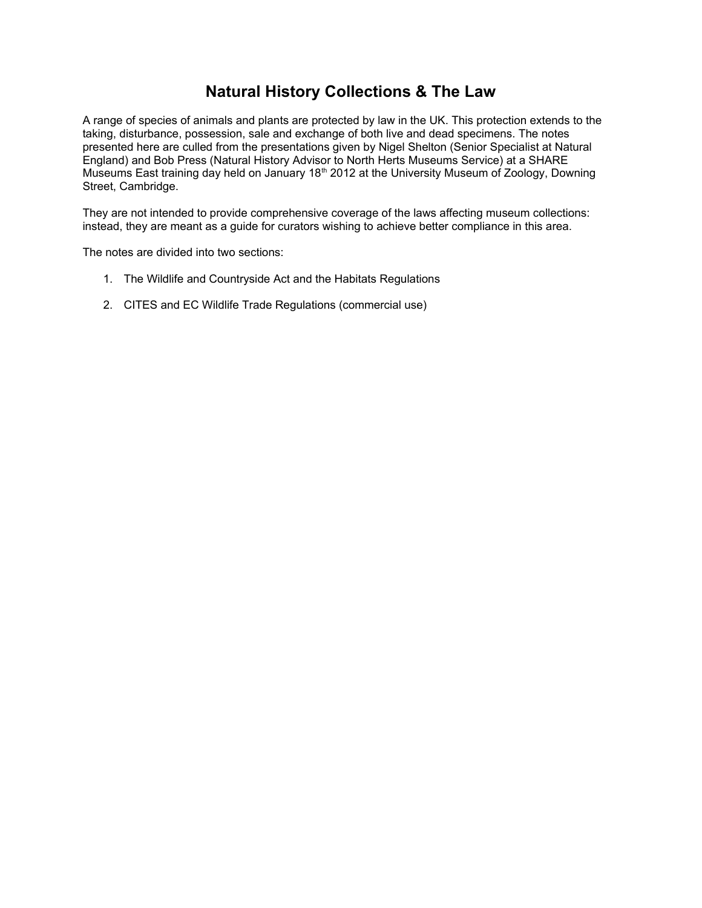# Natural History Collections & The Law

A range of species of animals and plants are protected by law in the UK. This protection extends to the taking, disturbance, possession, sale and exchange of both live and dead specimens. The notes presented here are culled from the presentations given by Nigel Shelton (Senior Specialist at Natural England) and Bob Press (Natural History Advisor to North Herts Museums Service) at a SHARE Museums East training day held on January 18th 2012 at the University Museum of Zoology, Downing Street, Cambridge.

They are not intended to provide comprehensive coverage of the laws affecting museum collections: instead, they are meant as a guide for curators wishing to achieve better compliance in this area.

The notes are divided into two sections:

1. The Wildlife and Countryside Act and the Habitats Regulations
2. CITES and EC Wildlife Trade Regulations (commercial use)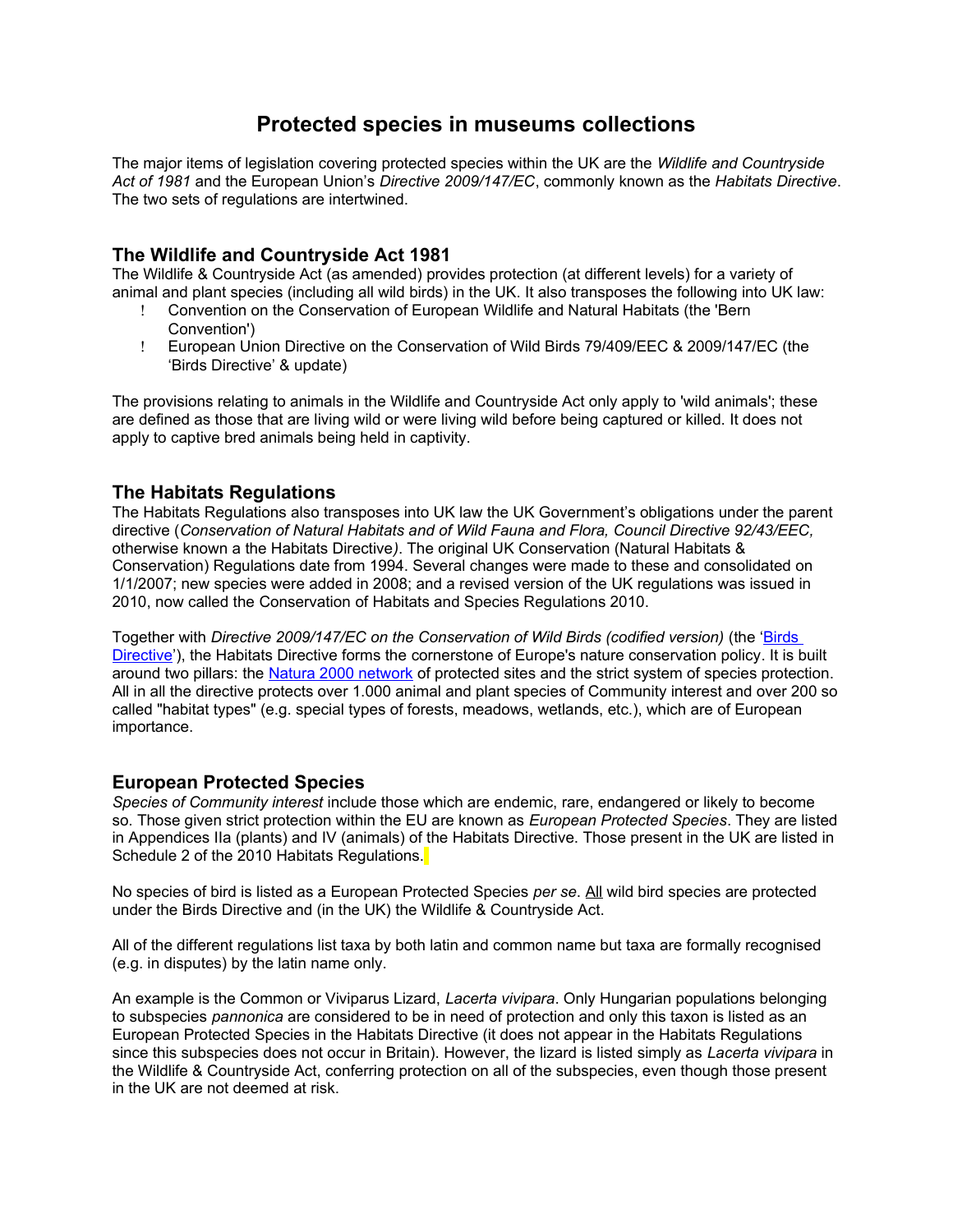# Protected species in museums collections

The major items of legislation covering protected species within the UK are the *Wildlife and Countryside Act of 1981* and the European Union's *Directive 2009/147/EC*, commonly known as the *Habitats Directive*. The two sets of regulations are intertwined.

## The Wildlife and Countryside Act 1981

The Wildlife & Countryside Act (as amended) provides protection (at different levels) for a variety of animal and plant species (including all wild birds) in the UK. It also transposes the following into UK law:

- Convention on the Conservation of European Wildlife and Natural Habitats (the 'Bern Convention')
- European Union Directive on the Conservation of Wild Birds 79/409/EEC & 2009/147/EC (the 'Birds Directive' & update)

The provisions relating to animals in the Wildlife and Countryside Act only apply to 'wild animals'; these are defined as those that are living wild or were living wild before being captured or killed. It does not apply to captive bred animals being held in captivity.

## The Habitats Regulations

The Habitats Regulations also transposes into UK law the UK Government's obligations under the parent directive (*Conservation of Natural Habitats and of Wild Fauna and Flora, Council Directive 92/43/EEC,* otherwise known a the Habitats Directive*)*. The original UK Conservation (Natural Habitats & Conservation) Regulations date from 1994. Several changes were made to these and consolidated on 1/1/2007; new species were added in 2008; and a revised version of the UK regulations was issued in 2010, now called the Conservation of Habitats and Species Regulations 2010.

Together with *Directive 2009/147/EC on the Conservation of Wild Birds (codified version)* (the 'Birds Directive'), the Habitats Directive forms the cornerstone of Europe's nature conservation policy. It is built around two pillars: the Natura 2000 network of protected sites and the strict system of species protection. All in all the directive protects over 1.000 animal and plant species of Community interest and over 200 so called "habitat types" (e.g. special types of forests, meadows, wetlands, etc.), which are of European importance.

## European Protected Species

*Species of Community interest* include those which are endemic, rare, endangered or likely to become so. Those given strict protection within the EU are known as *European Protected Species*. They are listed in Appendices IIa (plants) and IV (animals) of the Habitats Directive. Those present in the UK are listed in Schedule 2 of the 2010 Habitats Regulations.

No species of bird is listed as a European Protected Species *per se*. All wild bird species are protected under the Birds Directive and (in the UK) the Wildlife & Countryside Act.

All of the different regulations list taxa by both latin and common name but taxa are formally recognised (e.g. in disputes) by the latin name only.

An example is the Common or Viviparus Lizard, *Lacerta vivipara*. Only Hungarian populations belonging to subspecies *pannonica* are considered to be in need of protection and only this taxon is listed as an European Protected Species in the Habitats Directive (it does not appear in the Habitats Regulations since this subspecies does not occur in Britain). However, the lizard is listed simply as *Lacerta vivipara* in the Wildlife & Countryside Act, conferring protection on all of the subspecies, even though those present in the UK are not deemed at risk.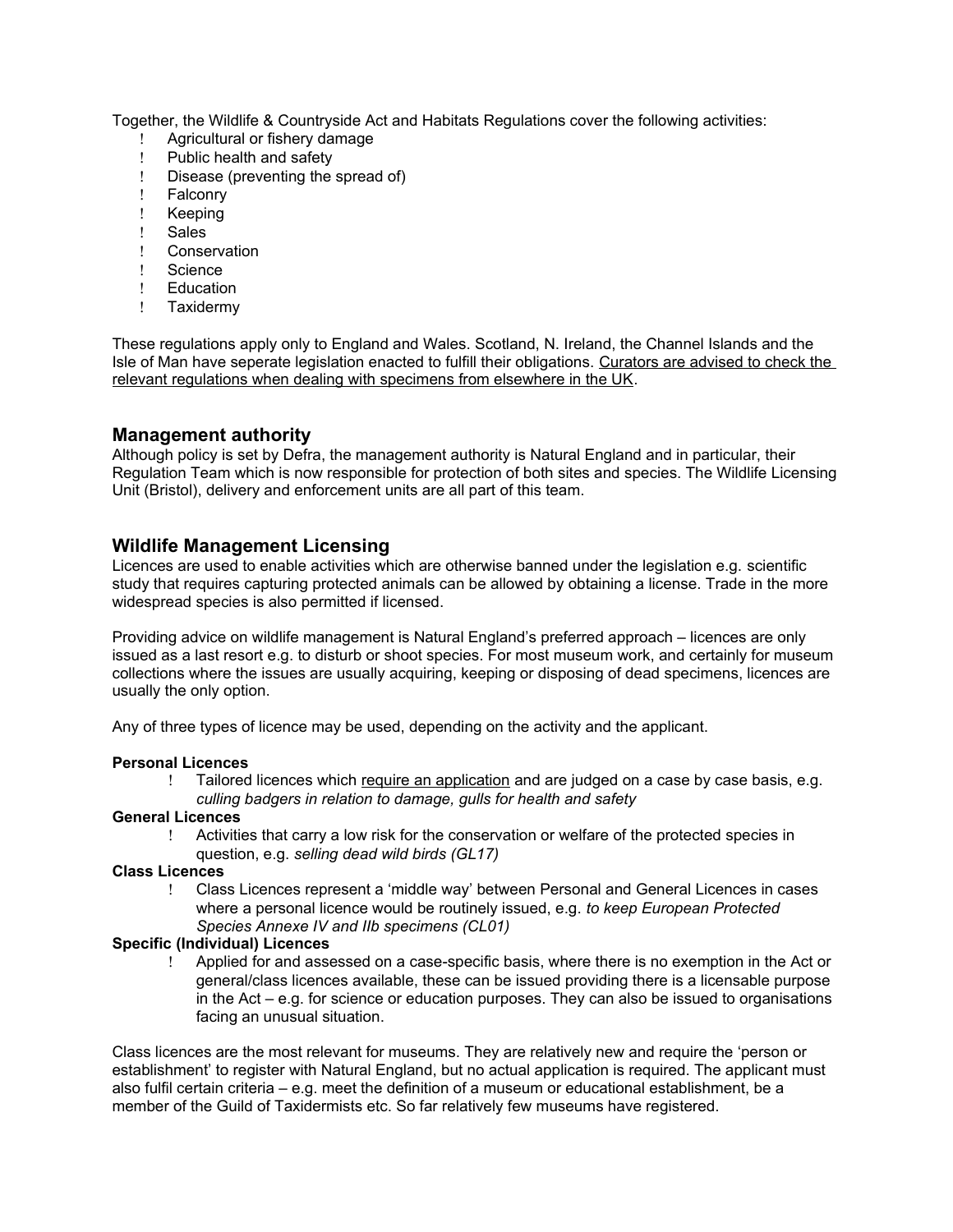Together, the Wildlife & Countryside Act and Habitats Regulations cover the following activities:

- Agricultural or fishery damage
- Public health and safety
- Disease (preventing the spread of)
- Falconry
- Keeping
- Sales
- Conservation
- Science
- Education
- Taxidermy

These regulations apply only to England and Wales. Scotland, N. Ireland, the Channel Islands and the Isle of Man have seperate legislation enacted to fulfill their obligations. Curators are advised to check the relevant regulations when dealing with specimens from elsewhere in the UK.

## Management authority

Although policy is set by Defra, the management authority is Natural England and in particular, their Regulation Team which is now responsible for protection of both sites and species. The Wildlife Licensing Unit (Bristol), delivery and enforcement units are all part of this team.

## Wildlife Management Licensing

Licences are used to enable activities which are otherwise banned under the legislation e.g. scientific study that requires capturing protected animals can be allowed by obtaining a license. Trade in the more widespread species is also permitted if licensed.

Providing advice on wildlife management is Natural England's preferred approach – licences are only issued as a last resort e.g. to disturb or shoot species. For most museum work, and certainly for museum collections where the issues are usually acquiring, keeping or disposing of dead specimens, licences are usually the only option.

Any of three types of licence may be used, depending on the activity and the applicant.

**Personal Licences**

- Tailored licences which require an application and are judged on a case by case basis, e.g. *culling badgers in relation to damage, gulls for health and safety*

**General Licences**

- Activities that carry a low risk for the conservation or welfare of the protected species in question, e.g. *selling dead wild birds (GL17)*

**Class Licences**

- Class Licences represent a 'middle way' between Personal and General Licences in cases where a personal licence would be routinely issued, e.g. *to keep European Protected Species Annexe IV and IIb specimens (CL01)*

**Specific (Individual) Licences**

- Applied for and assessed on a case-specific basis, where there is no exemption in the Act or general/class licences available, these can be issued providing there is a licensable purpose in the Act – e.g. for science or education purposes. They can also be issued to organisations facing an unusual situation.

Class licences are the most relevant for museums. They are relatively new and require the 'person or establishment' to register with Natural England, but no actual application is required. The applicant must also fulfil certain criteria – e.g. meet the definition of a museum or educational establishment, be a member of the Guild of Taxidermists etc. So far relatively few museums have registered.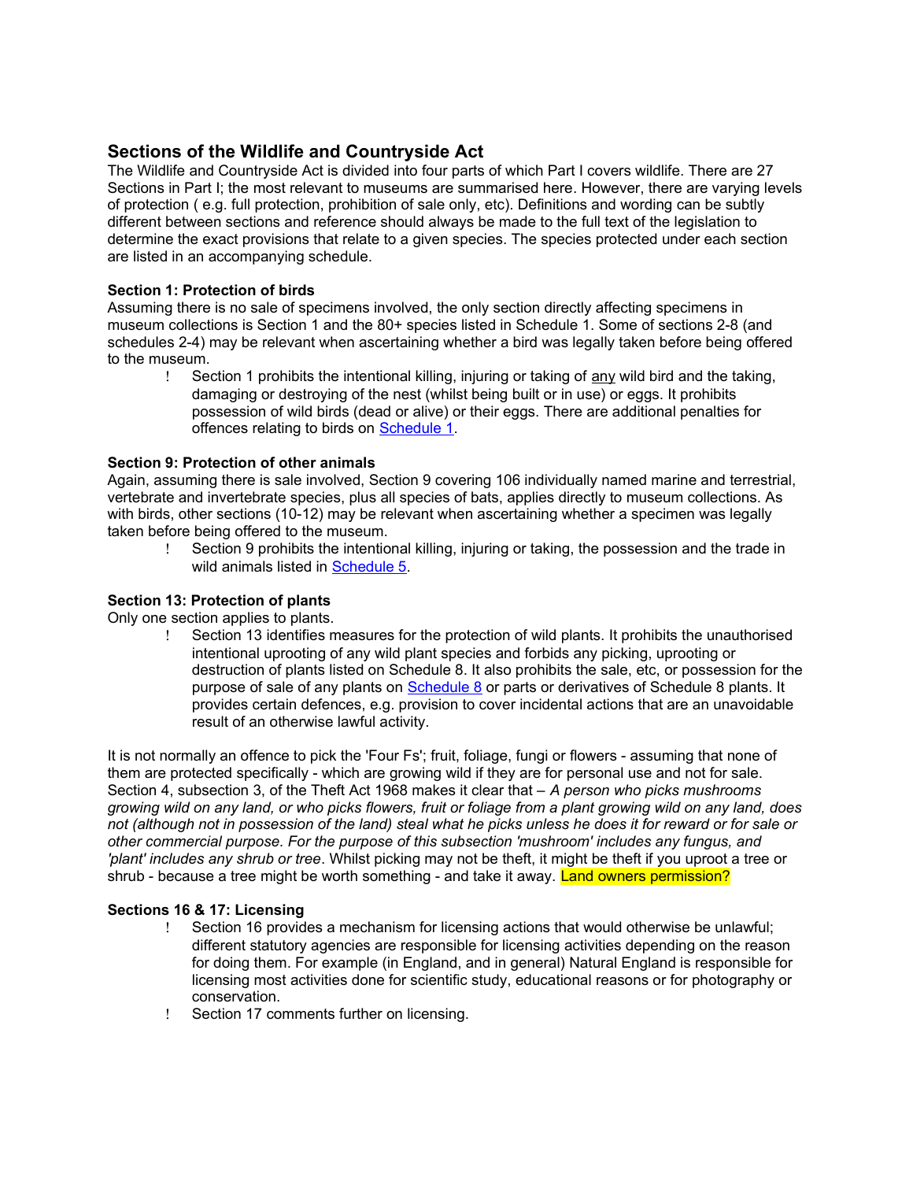## Sections of the Wildlife and Countryside Act

The Wildlife and Countryside Act is divided into four parts of which Part I covers wildlife. There are 27 Sections in Part I; the most relevant to museums are summarised here. However, there are varying levels of protection ( e.g. full protection, prohibition of sale only, etc). Definitions and wording can be subtly different between sections and reference should always be made to the full text of the legislation to determine the exact provisions that relate to a given species. The species protected under each section are listed in an accompanying schedule.

**Section 1: Protection of birds**

Assuming there is no sale of specimens involved, the only section directly affecting specimens in museum collections is Section 1 and the 80+ species listed in Schedule 1. Some of sections 2-8 (and schedules 2-4) may be relevant when ascertaining whether a bird was legally taken before being offered to the museum.

- Section 1 prohibits the intentional killing, injuring or taking of any wild bird and the taking, damaging or destroying of the nest (whilst being built or in use) or eggs. It prohibits possession of wild birds (dead or alive) or their eggs. There are additional penalties for offences relating to birds on [Schedule 1](#).

**Section 9: Protection of other animals**

Again, assuming there is sale involved, Section 9 covering 106 individually named marine and terrestrial, vertebrate and invertebrate species, plus all species of bats, applies directly to museum collections. As with birds, other sections (10-12) may be relevant when ascertaining whether a specimen was legally taken before being offered to the museum.

- Section 9 prohibits the intentional killing, injuring or taking, the possession and the trade in wild animals listed in [Schedule 5](#).

**Section 13: Protection of plants**

Only one section applies to plants.

- Section 13 identifies measures for the protection of wild plants. It prohibits the unauthorised intentional uprooting of any wild plant species and forbids any picking, uprooting or destruction of plants listed on Schedule 8. It also prohibits the sale, etc, or possession for the purpose of sale of any plants on [Schedule 8](#) or parts or derivatives of Schedule 8 plants. It provides certain defences, e.g. provision to cover incidental actions that are an unavoidable result of an otherwise lawful activity.

It is not normally an offence to pick the 'Four Fs'; fruit, foliage, fungi or flowers - assuming that none of them are protected specifically - which are growing wild if they are for personal use and not for sale. Section 4, subsection 3, of the Theft Act 1968 makes it clear that – *A person who picks mushrooms growing wild on any land, or who picks flowers, fruit or foliage from a plant growing wild on any land, does not (although not in possession of the land) steal what he picks unless he does it for reward or for sale or other commercial purpose. For the purpose of this subsection 'mushroom' includes any fungus, and 'plant' includes any shrub or tree*. Whilst picking may not be theft, it might be theft if you uproot a tree or shrub - because a tree might be worth something - and take it away. Land owners permission?

**Sections 16 & 17: Licensing**

- Section 16 provides a mechanism for licensing actions that would otherwise be unlawful; different statutory agencies are responsible for licensing activities depending on the reason for doing them. For example (in England, and in general) Natural England is responsible for licensing most activities done for scientific study, educational reasons or for photography or conservation.
- Section 17 comments further on licensing.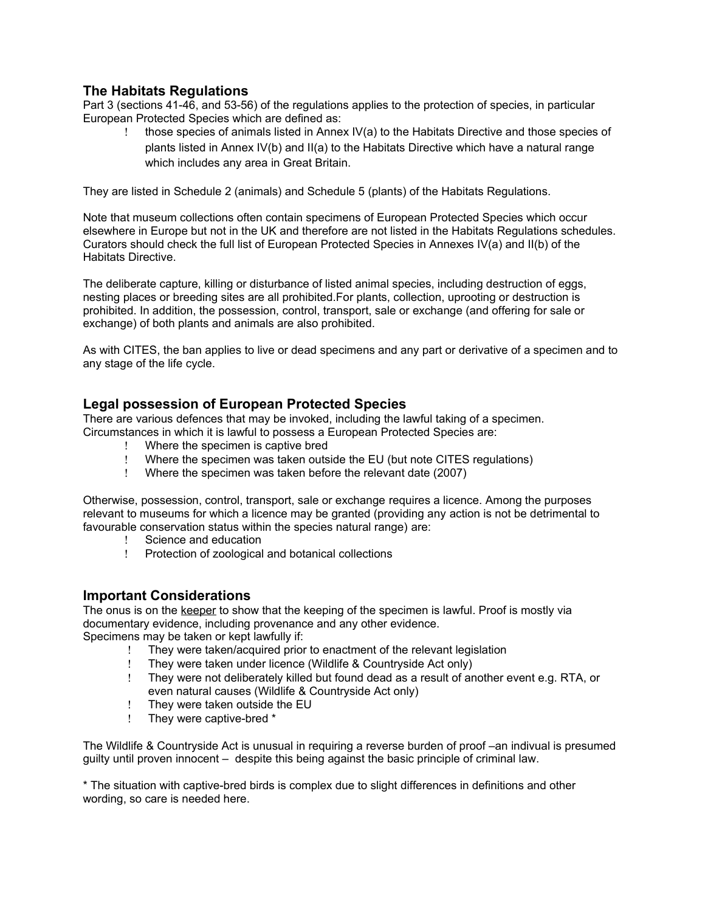## The Habitats Regulations

Part 3 (sections 41-46, and 53-56) of the regulations applies to the protection of species, in particular European Protected Species which are defined as:

- those species of animals listed in Annex IV(a) to the Habitats Directive and those species of plants listed in Annex IV(b) and II(a) to the Habitats Directive which have a natural range which includes any area in Great Britain.

They are listed in Schedule 2 (animals) and Schedule 5 (plants) of the Habitats Regulations.

Note that museum collections often contain specimens of European Protected Species which occur elsewhere in Europe but not in the UK and therefore are not listed in the Habitats Regulations schedules. Curators should check the full list of European Protected Species in Annexes IV(a) and II(b) of the Habitats Directive.

The deliberate capture, killing or disturbance of listed animal species, including destruction of eggs, nesting places or breeding sites are all prohibited.For plants, collection, uprooting or destruction is prohibited. In addition, the possession, control, transport, sale or exchange (and offering for sale or exchange) of both plants and animals are also prohibited.

As with CITES, the ban applies to live or dead specimens and any part or derivative of a specimen and to any stage of the life cycle.

## Legal possession of European Protected Species

There are various defences that may be invoked, including the lawful taking of a specimen. Circumstances in which it is lawful to possess a European Protected Species are:

- Where the specimen is captive bred
- Where the specimen was taken outside the EU (but note CITES regulations)
- Where the specimen was taken before the relevant date (2007)

Otherwise, possession, control, transport, sale or exchange requires a licence. Among the purposes relevant to museums for which a licence may be granted (providing any action is not be detrimental to favourable conservation status within the species natural range) are:

- Science and education
- Protection of zoological and botanical collections

## Important Considerations

The onus is on the keeper to show that the keeping of the specimen is lawful. Proof is mostly via documentary evidence, including provenance and any other evidence.
Specimens may be taken or kept lawfully if:

- They were taken/acquired prior to enactment of the relevant legislation
- They were taken under licence (Wildlife & Countryside Act only)
- They were not deliberately killed but found dead as a result of another event e.g. RTA, or even natural causes (Wildlife & Countryside Act only)
- They were taken outside the EU
- They were captive-bred *

The Wildlife & Countryside Act is unusual in requiring a reverse burden of proof –an indivual is presumed guilty until proven innocent – despite this being against the basic principle of criminal law.

* The situation with captive-bred birds is complex due to slight differences in definitions and other wording, so care is needed here.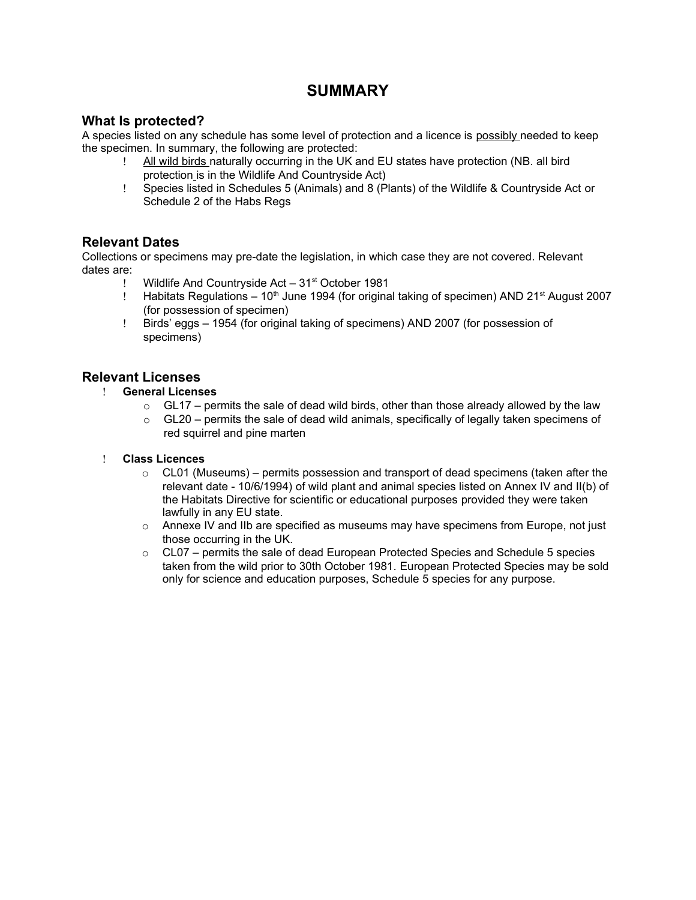# SUMMARY

## What Is protected?

A species listed on any schedule has some level of protection and a licence is possibly needed to keep the specimen. In summary, the following are protected:

- All wild birds naturally occurring in the UK and EU states have protection (NB. all bird protection is in the Wildlife And Countryside Act)
- Species listed in Schedules 5 (Animals) and 8 (Plants) of the Wildlife & Countryside Act or Schedule 2 of the Habs Regs

## Relevant Dates

Collections or specimens may pre-date the legislation, in which case they are not covered. Relevant dates are:

- Wildlife And Countryside Act – 31st October 1981
- Habitats Regulations – 10th June 1994 (for original taking of specimen) AND 21st August 2007 (for possession of specimen)
- Birds' eggs – 1954 (for original taking of specimens) AND 2007 (for possession of specimens)

## Relevant Licenses

- **General Licenses**
  - GL17 – permits the sale of dead wild birds, other than those already allowed by the law
  - GL20 – permits the sale of dead wild animals, specifically of legally taken specimens of red squirrel and pine marten

- **Class Licences**
  - CL01 (Museums) – permits possession and transport of dead specimens (taken after the relevant date - 10/6/1994) of wild plant and animal species listed on Annex IV and II(b) of the Habitats Directive for scientific or educational purposes provided they were taken lawfully in any EU state.
  - Annexe IV and IIb are specified as museums may have specimens from Europe, not just those occurring in the UK.
  - CL07 – permits the sale of dead European Protected Species and Schedule 5 species taken from the wild prior to 30th October 1981. European Protected Species may be sold only for science and education purposes, Schedule 5 species for any purpose.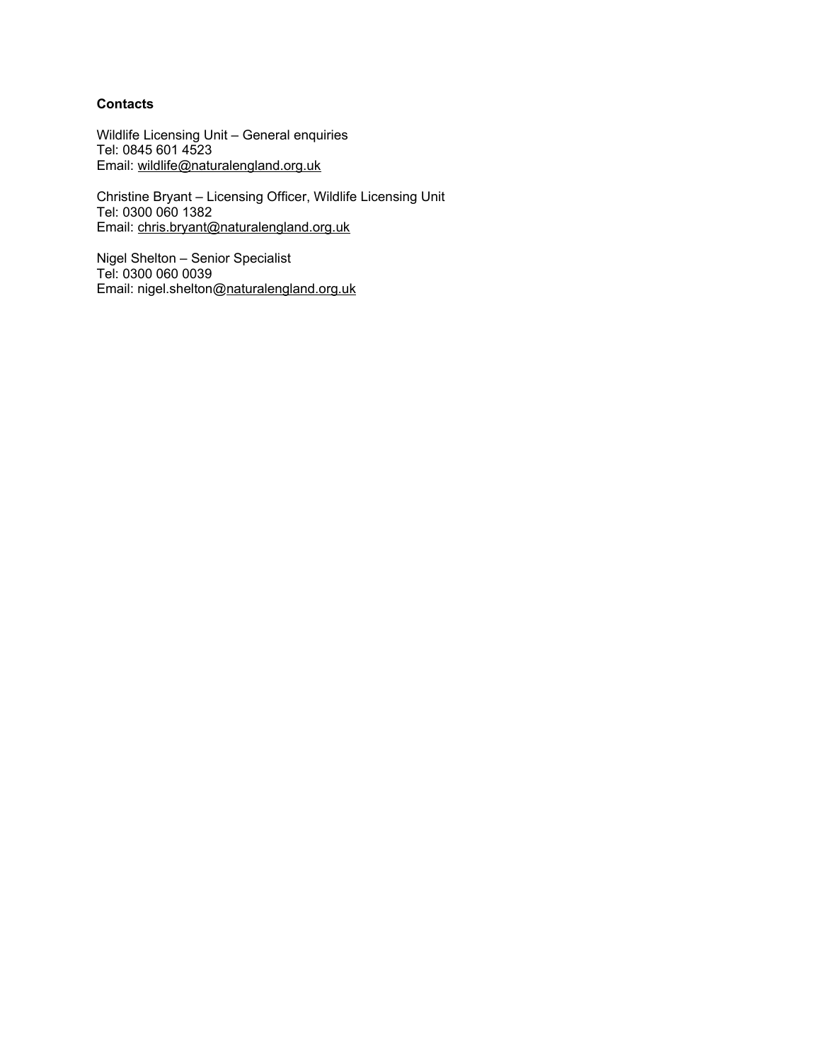**Contacts**

Wildlife Licensing Unit – General enquiries
Tel: 0845 601 4523
Email: wildlife@naturalengland.org.uk

Christine Bryant – Licensing Officer, Wildlife Licensing Unit
Tel: 0300 060 1382
Email: chris.bryant@naturalengland.org.uk

Nigel Shelton – Senior Specialist
Tel: 0300 060 0039
Email: nigel.shelton@naturalengland.org.uk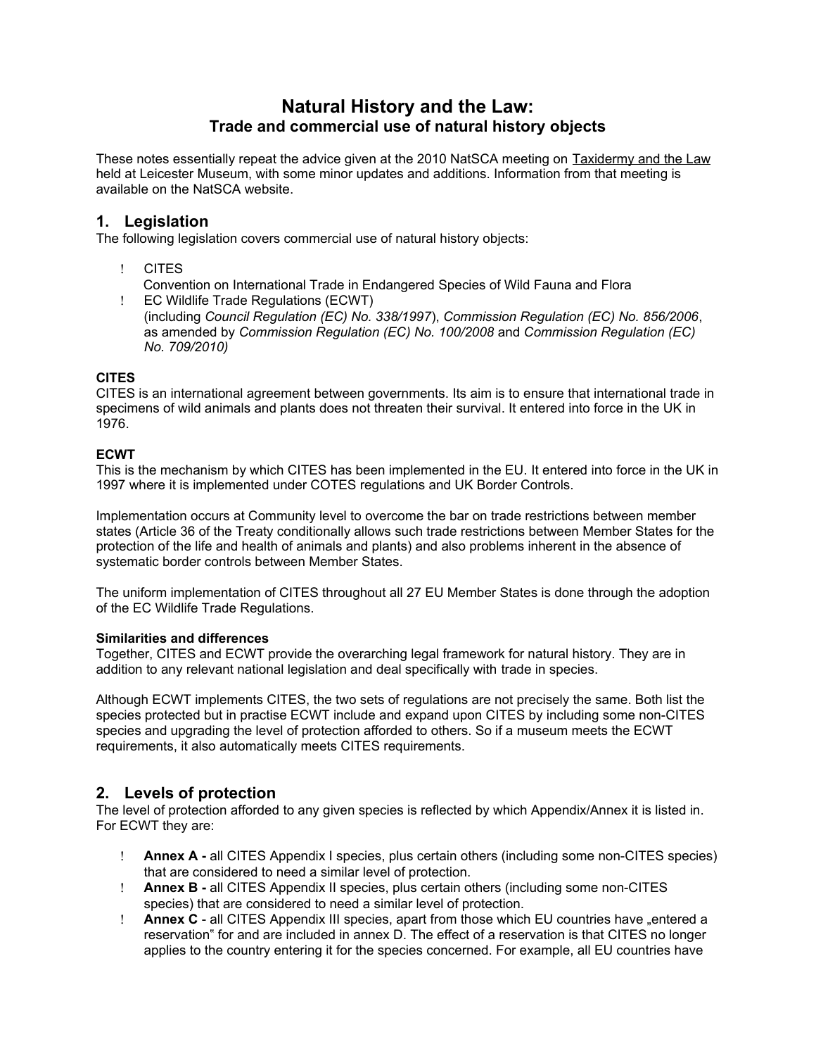# Natural History and the Law:
## Trade and commercial use of natural history objects

These notes essentially repeat the advice given at the 2010 NatSCA meeting on Taxidermy and the Law held at Leicester Museum, with some minor updates and additions. Information from that meeting is available on the NatSCA website.

## 1. Legislation

The following legislation covers commercial use of natural history objects:

- CITES
  Convention on International Trade in Endangered Species of Wild Fauna and Flora
- EC Wildlife Trade Regulations (ECWT)
  (including *Council Regulation (EC) No. 338/1997*), *Commission Regulation (EC) No. 856/2006*, as amended by *Commission Regulation (EC) No. 100/2008* and *Commission Regulation (EC) No. 709/2010)*

**CITES**

CITES is an international agreement between governments. Its aim is to ensure that international trade in specimens of wild animals and plants does not threaten their survival. It entered into force in the UK in 1976.

**ECWT**

This is the mechanism by which CITES has been implemented in the EU. It entered into force in the UK in 1997 where it is implemented under COTES regulations and UK Border Controls.

Implementation occurs at Community level to overcome the bar on trade restrictions between member states (Article 36 of the Treaty conditionally allows such trade restrictions between Member States for the protection of the life and health of animals and plants) and also problems inherent in the absence of systematic border controls between Member States.

The uniform implementation of CITES throughout all 27 EU Member States is done through the adoption of the EC Wildlife Trade Regulations.

**Similarities and differences**

Together, CITES and ECWT provide the overarching legal framework for natural history. They are in addition to any relevant national legislation and deal specifically with trade in species.

Although ECWT implements CITES, the two sets of regulations are not precisely the same. Both list the species protected but in practise ECWT include and expand upon CITES by including some non-CITES species and upgrading the level of protection afforded to others. So if a museum meets the ECWT requirements, it also automatically meets CITES requirements.

## 2. Levels of protection

The level of protection afforded to any given species is reflected by which Appendix/Annex it is listed in. For ECWT they are:

- **Annex A -** all CITES Appendix I species, plus certain others (including some non-CITES species) that are considered to need a similar level of protection.
- **Annex B -** all CITES Appendix II species, plus certain others (including some non-CITES species) that are considered to need a similar level of protection.
- **Annex C** - all CITES Appendix III species, apart from those which EU countries have „entered a reservation" for and are included in annex D. The effect of a reservation is that CITES no longer applies to the country entering it for the species concerned. For example, all EU countries have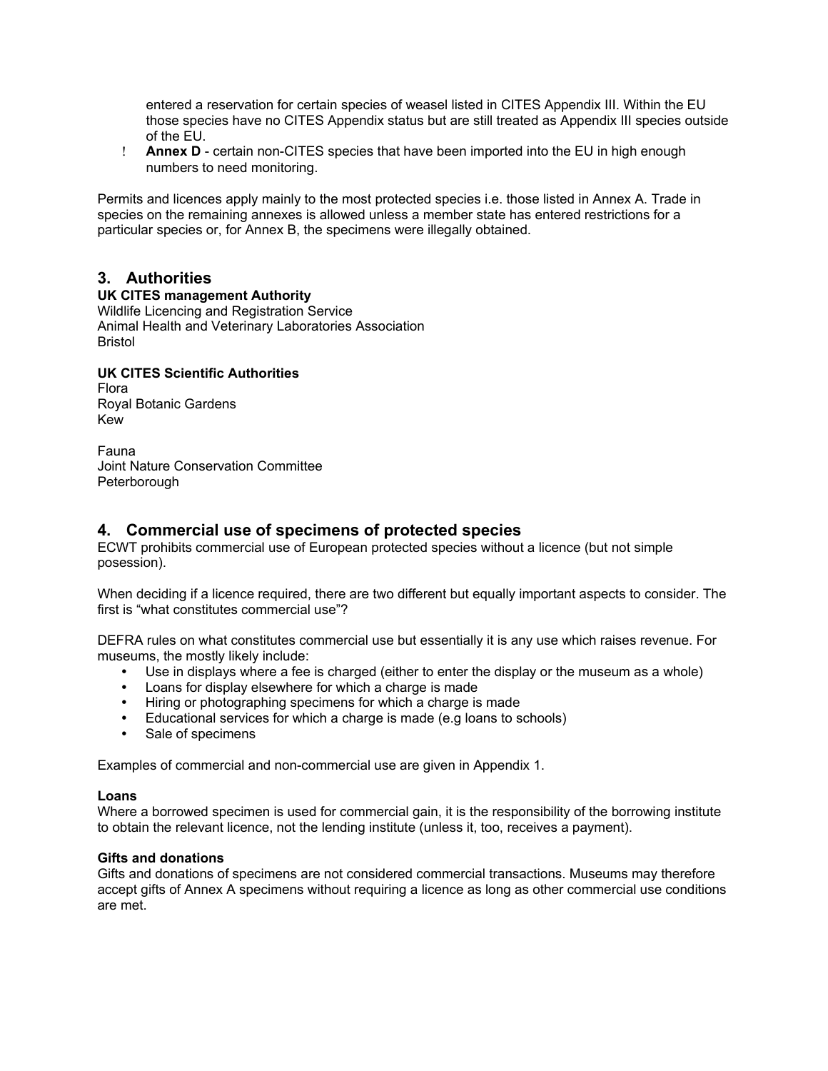entered a reservation for certain species of weasel listed in CITES Appendix III. Within the EU those species have no CITES Appendix status but are still treated as Appendix III species outside of the EU.

- **Annex D** - certain non-CITES species that have been imported into the EU in high enough numbers to need monitoring.

Permits and licences apply mainly to the most protected species i.e. those listed in Annex A. Trade in species on the remaining annexes is allowed unless a member state has entered restrictions for a particular species or, for Annex B, the specimens were illegally obtained.

## 3. Authorities

**UK CITES management Authority**
Wildlife Licencing and Registration Service
Animal Health and Veterinary Laboratories Association
Bristol

**UK CITES Scientific Authorities**
Flora
Royal Botanic Gardens
Kew

Fauna
Joint Nature Conservation Committee
Peterborough

## 4. Commercial use of specimens of protected species

ECWT prohibits commercial use of European protected species without a licence (but not simple posession).

When deciding if a licence required, there are two different but equally important aspects to consider. The first is "what constitutes commercial use"?

DEFRA rules on what constitutes commercial use but essentially it is any use which raises revenue. For museums, the mostly likely include:

- Use in displays where a fee is charged (either to enter the display or the museum as a whole)
- Loans for display elsewhere for which a charge is made
- Hiring or photographing specimens for which a charge is made
- Educational services for which a charge is made (e.g loans to schools)
- Sale of specimens

Examples of commercial and non-commercial use are given in Appendix 1.

**Loans**
Where a borrowed specimen is used for commercial gain, it is the responsibility of the borrowing institute to obtain the relevant licence, not the lending institute (unless it, too, receives a payment).

**Gifts and donations**
Gifts and donations of specimens are not considered commercial transactions. Museums may therefore accept gifts of Annex A specimens without requiring a licence as long as other commercial use conditions are met.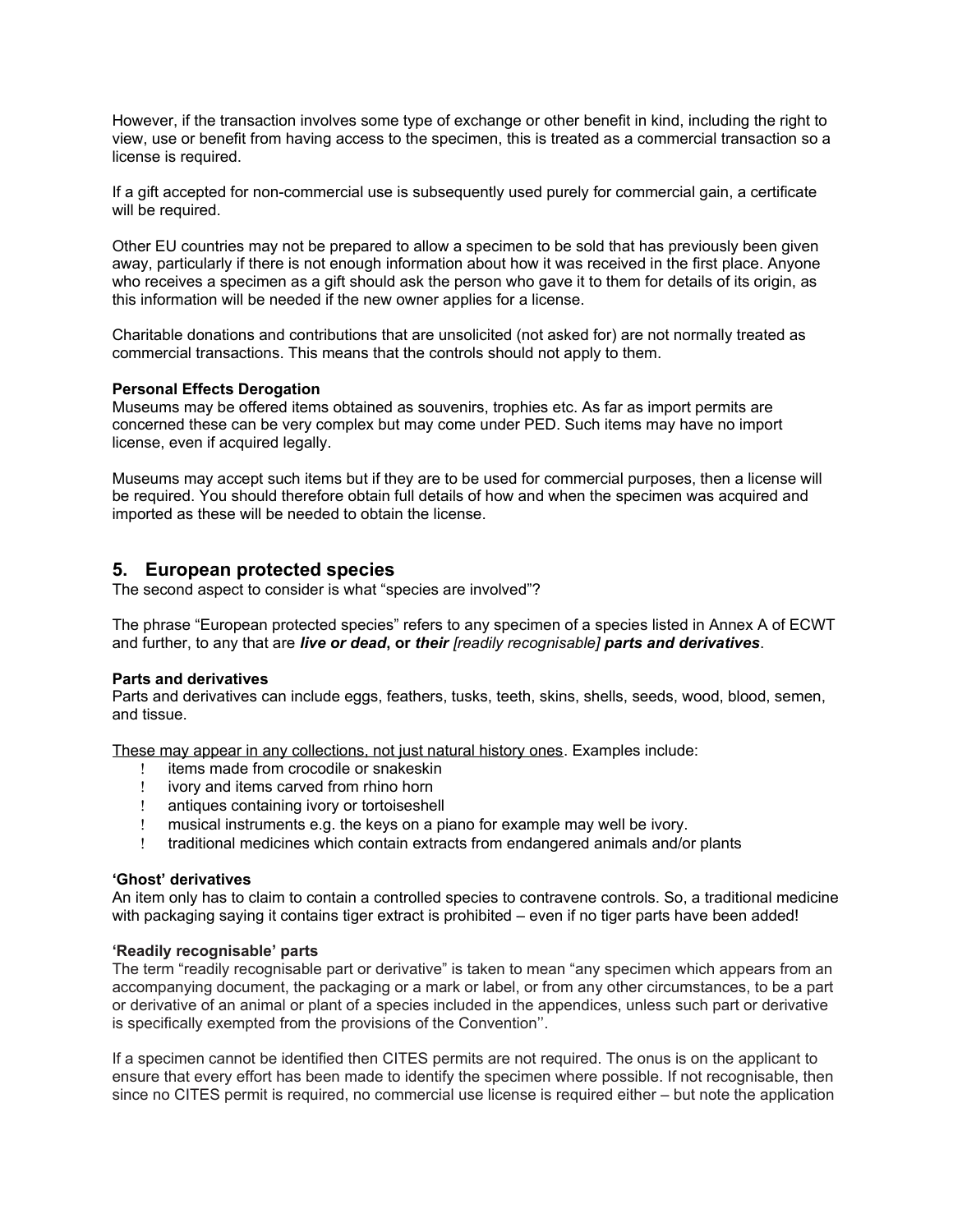However, if the transaction involves some type of exchange or other benefit in kind, including the right to view, use or benefit from having access to the specimen, this is treated as a commercial transaction so a license is required.

If a gift accepted for non-commercial use is subsequently used purely for commercial gain, a certificate will be required.

Other EU countries may not be prepared to allow a specimen to be sold that has previously been given away, particularly if there is not enough information about how it was received in the first place. Anyone who receives a specimen as a gift should ask the person who gave it to them for details of its origin, as this information will be needed if the new owner applies for a license.

Charitable donations and contributions that are unsolicited (not asked for) are not normally treated as commercial transactions. This means that the controls should not apply to them.

**Personal Effects Derogation**
Museums may be offered items obtained as souvenirs, trophies etc. As far as import permits are concerned these can be very complex but may come under PED. Such items may have no import license, even if acquired legally.

Museums may accept such items but if they are to be used for commercial purposes, then a license will be required. You should therefore obtain full details of how and when the specimen was acquired and imported as these will be needed to obtain the license.

## 5. European protected species

The second aspect to consider is what "species are involved"?

The phrase "European protected species" refers to any specimen of a species listed in Annex A of ECWT and further, to any that are ***live or dead*, or *their*** *[readily recognisable]* ***parts and derivatives***.

**Parts and derivatives**
Parts and derivatives can include eggs, feathers, tusks, teeth, skins, shells, seeds, wood, blood, semen, and tissue.

<u>These may appear in any collections, not just natural history ones</u>. Examples include:

- items made from crocodile or snakeskin
- ivory and items carved from rhino horn
- antiques containing ivory or tortoiseshell
- musical instruments e.g. the keys on a piano for example may well be ivory.
- traditional medicines which contain extracts from endangered animals and/or plants

**'Ghost' derivatives**
An item only has to claim to contain a controlled species to contravene controls. So, a traditional medicine with packaging saying it contains tiger extract is prohibited – even if no tiger parts have been added!

**'Readily recognisable' parts**
The term "readily recognisable part or derivative" is taken to mean "any specimen which appears from an accompanying document, the packaging or a mark or label, or from any other circumstances, to be a part or derivative of an animal or plant of a species included in the appendices, unless such part or derivative is specifically exempted from the provisions of the Convention''.

If a specimen cannot be identified then CITES permits are not required. The onus is on the applicant to ensure that every effort has been made to identify the specimen where possible. If not recognisable, then since no CITES permit is required, no commercial use license is required either – but note the application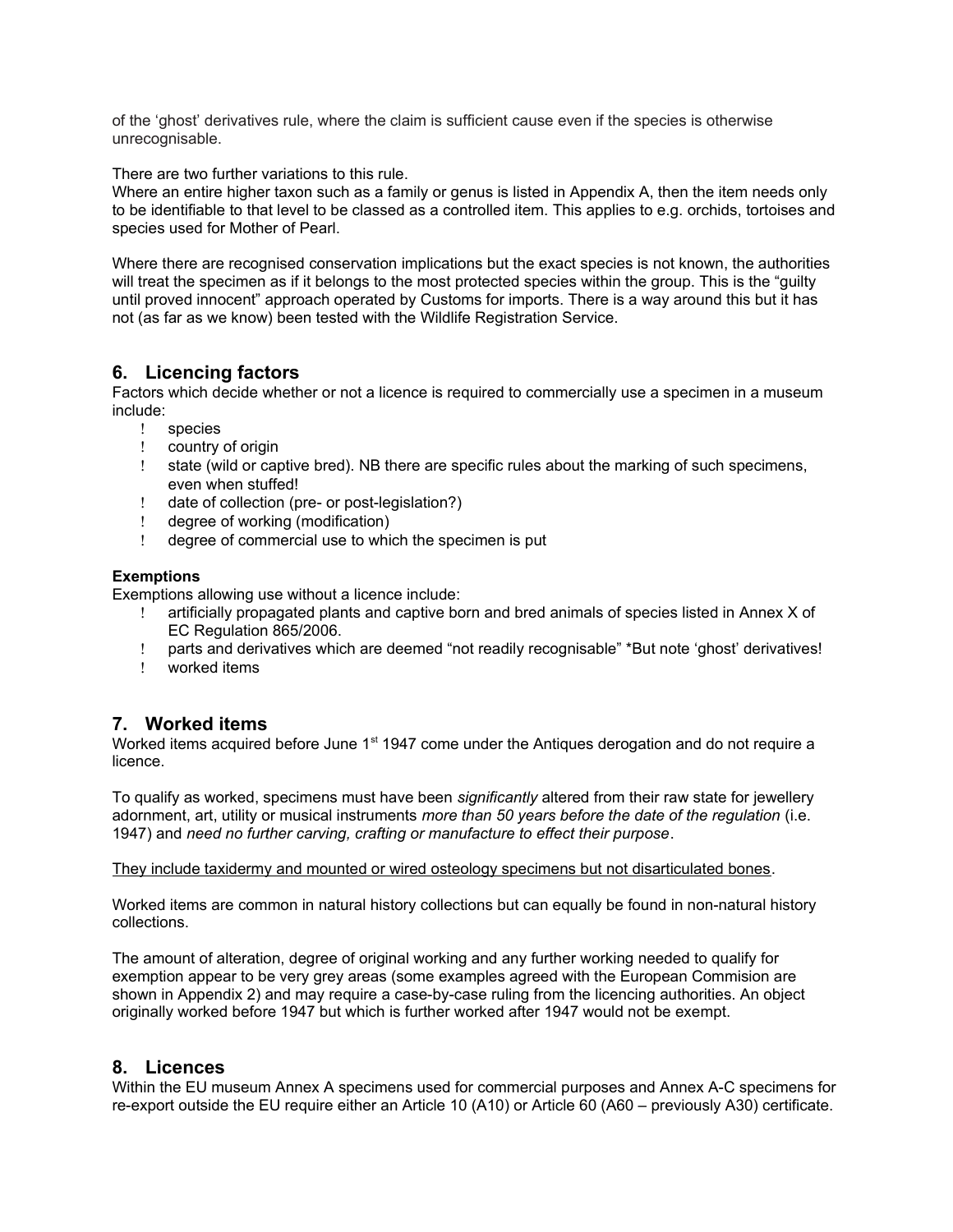of the 'ghost' derivatives rule, where the claim is sufficient cause even if the species is otherwise unrecognisable.

There are two further variations to this rule.
Where an entire higher taxon such as a family or genus is listed in Appendix A, then the item needs only to be identifiable to that level to be classed as a controlled item. This applies to e.g. orchids, tortoises and species used for Mother of Pearl.

Where there are recognised conservation implications but the exact species is not known, the authorities will treat the specimen as if it belongs to the most protected species within the group. This is the "guilty until proved innocent" approach operated by Customs for imports. There is a way around this but it has not (as far as we know) been tested with the Wildlife Registration Service.

## 6. Licencing factors

Factors which decide whether or not a licence is required to commercially use a specimen in a museum include:

- species
- country of origin
- state (wild or captive bred). NB there are specific rules about the marking of such specimens, even when stuffed!
- date of collection (pre- or post-legislation?)
- degree of working (modification)
- degree of commercial use to which the specimen is put

**Exemptions**

Exemptions allowing use without a licence include:

- artificially propagated plants and captive born and bred animals of species listed in Annex X of EC Regulation 865/2006.
- parts and derivatives which are deemed "not readily recognisable" *But note 'ghost' derivatives!
- worked items

## 7. Worked items

Worked items acquired before June 1st 1947 come under the Antiques derogation and do not require a licence.

To qualify as worked, specimens must have been *significantly* altered from their raw state for jewellery adornment, art, utility or musical instruments *more than 50 years before the date of the regulation* (i.e. 1947) and *need no further carving, crafting or manufacture to effect their purpose*.

<u>They include taxidermy and mounted or wired osteology specimens but not disarticulated bones</u>.

Worked items are common in natural history collections but can equally be found in non-natural history collections.

The amount of alteration, degree of original working and any further working needed to qualify for exemption appear to be very grey areas (some examples agreed with the European Commision are shown in Appendix 2) and may require a case-by-case ruling from the licencing authorities. An object originally worked before 1947 but which is further worked after 1947 would not be exempt.

## 8. Licences

Within the EU museum Annex A specimens used for commercial purposes and Annex A-C specimens for re-export outside the EU require either an Article 10 (A10) or Article 60 (A60 – previously A30) certificate.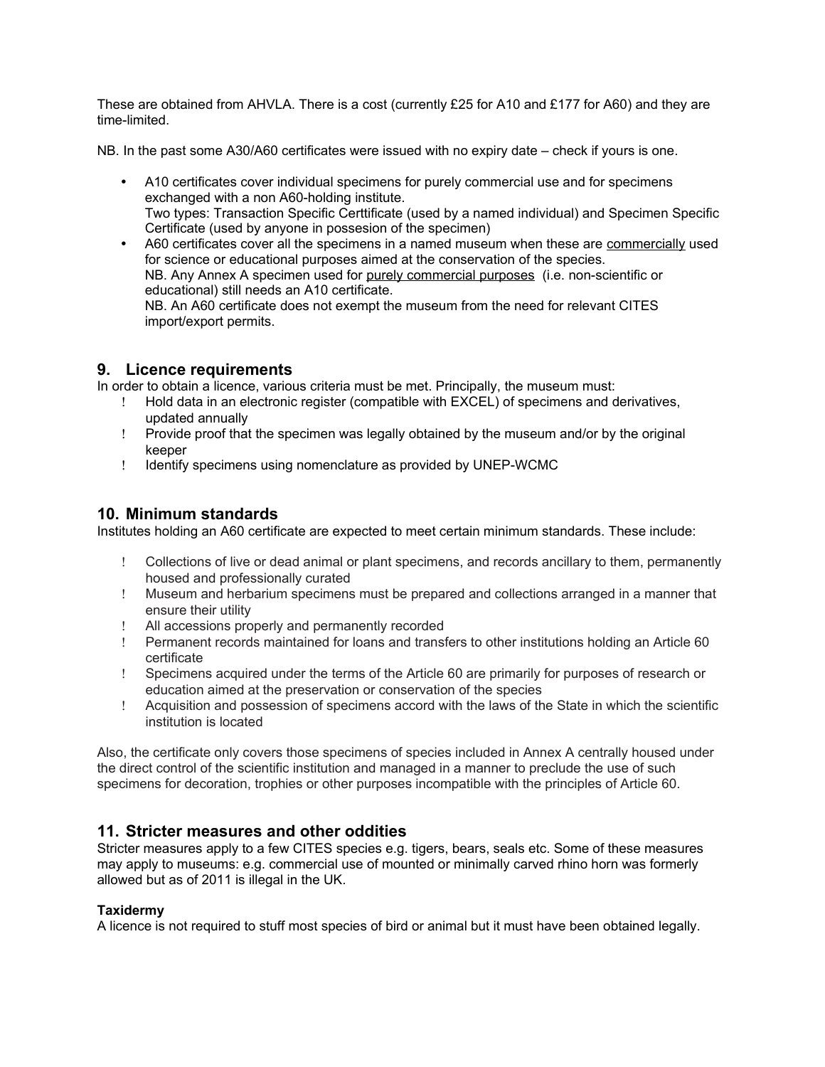These are obtained from AHVLA. There is a cost (currently £25 for A10 and £177 for A60) and they are time-limited.

NB. In the past some A30/A60 certificates were issued with no expiry date – check if yours is one.

- A10 certificates cover individual specimens for purely commercial use and for specimens exchanged with a non A60-holding institute.
  Two types: Transaction Specific Certtificate (used by a named individual) and Specimen Specific Certificate (used by anyone in possesion of the specimen)
- A60 certificates cover all the specimens in a named museum when these are <u>commercially</u> used for science or educational purposes aimed at the conservation of the species.
  NB. Any Annex A specimen used for <u>purely commercial purposes</u> (i.e. non-scientific or educational) still needs an A10 certificate.
  NB. An A60 certificate does not exempt the museum from the need for relevant CITES import/export permits.

## 9. Licence requirements

In order to obtain a licence, various criteria must be met. Principally, the museum must:

- Hold data in an electronic register (compatible with EXCEL) of specimens and derivatives, updated annually
- Provide proof that the specimen was legally obtained by the museum and/or by the original keeper
- Identify specimens using nomenclature as provided by UNEP-WCMC

## 10. Minimum standards

Institutes holding an A60 certificate are expected to meet certain minimum standards. These include:

- Collections of live or dead animal or plant specimens, and records ancillary to them, permanently housed and professionally curated
- Museum and herbarium specimens must be prepared and collections arranged in a manner that ensure their utility
- All accessions properly and permanently recorded
- Permanent records maintained for loans and transfers to other institutions holding an Article 60 certificate
- Specimens acquired under the terms of the Article 60 are primarily for purposes of research or education aimed at the preservation or conservation of the species
- Acquisition and possession of specimens accord with the laws of the State in which the scientific institution is located

Also, the certificate only covers those specimens of species included in Annex A centrally housed under the direct control of the scientific institution and managed in a manner to preclude the use of such specimens for decoration, trophies or other purposes incompatible with the principles of Article 60.

## 11. Stricter measures and other oddities

Stricter measures apply to a few CITES species e.g. tigers, bears, seals etc. Some of these measures may apply to museums: e.g. commercial use of mounted or minimally carved rhino horn was formerly allowed but as of 2011 is illegal in the UK.

**Taxidermy**

A licence is not required to stuff most species of bird or animal but it must have been obtained legally.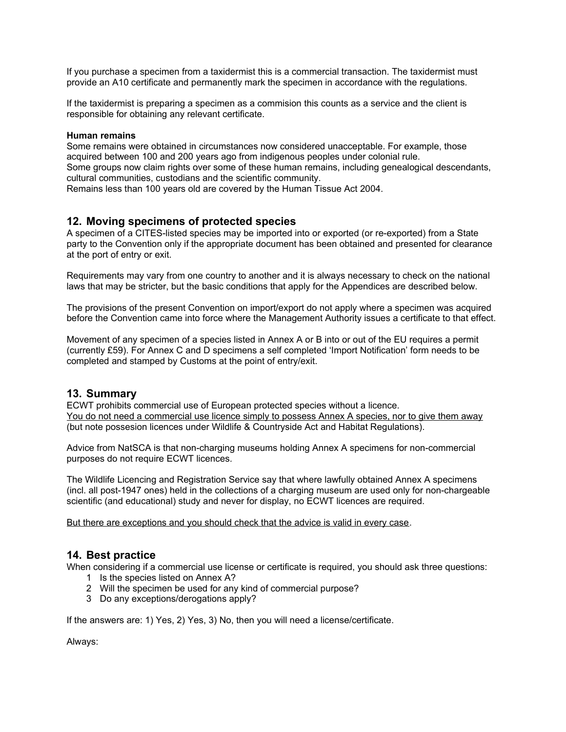If you purchase a specimen from a taxidermist this is a commercial transaction. The taxidermist must provide an A10 certificate and permanently mark the specimen in accordance with the regulations.

If the taxidermist is preparing a specimen as a commision this counts as a service and the client is responsible for obtaining any relevant certificate.

**Human remains**

Some remains were obtained in circumstances now considered unacceptable. For example, those acquired between 100 and 200 years ago from indigenous peoples under colonial rule.
Some groups now claim rights over some of these human remains, including genealogical descendants, cultural communities, custodians and the scientific community.
Remains less than 100 years old are covered by the Human Tissue Act 2004.

## 12. Moving specimens of protected species

A specimen of a CITES-listed species may be imported into or exported (or re-exported) from a State party to the Convention only if the appropriate document has been obtained and presented for clearance at the port of entry or exit.

Requirements may vary from one country to another and it is always necessary to check on the national laws that may be stricter, but the basic conditions that apply for the Appendices are described below.

The provisions of the present Convention on import/export do not apply where a specimen was acquired before the Convention came into force where the Management Authority issues a certificate to that effect.

Movement of any specimen of a species listed in Annex A or B into or out of the EU requires a permit (currently £59). For Annex C and D specimens a self completed 'Import Notification' form needs to be completed and stamped by Customs at the point of entry/exit.

## 13. Summary

ECWT prohibits commercial use of European protected species without a licence.
<u>You do not need a commercial use licence simply to possess Annex A species, nor to give them away</u> (but note possesion licences under Wildlife & Countryside Act and Habitat Regulations).

Advice from NatSCA is that non-charging museums holding Annex A specimens for non-commercial purposes do not require ECWT licences.

The Wildlife Licencing and Registration Service say that where lawfully obtained Annex A specimens (incl. all post-1947 ones) held in the collections of a charging museum are used only for non-chargeable scientific (and educational) study and never for display, no ECWT licences are required.

<u>But there are exceptions and you should check that the advice is valid in every case</u>.

## 14. Best practice

When considering if a commercial use license or certificate is required, you should ask three questions:

1. Is the species listed on Annex A?
2. Will the specimen be used for any kind of commercial purpose?
3. Do any exceptions/derogations apply?

If the answers are: 1) Yes, 2) Yes, 3) No, then you will need a license/certificate.

Always: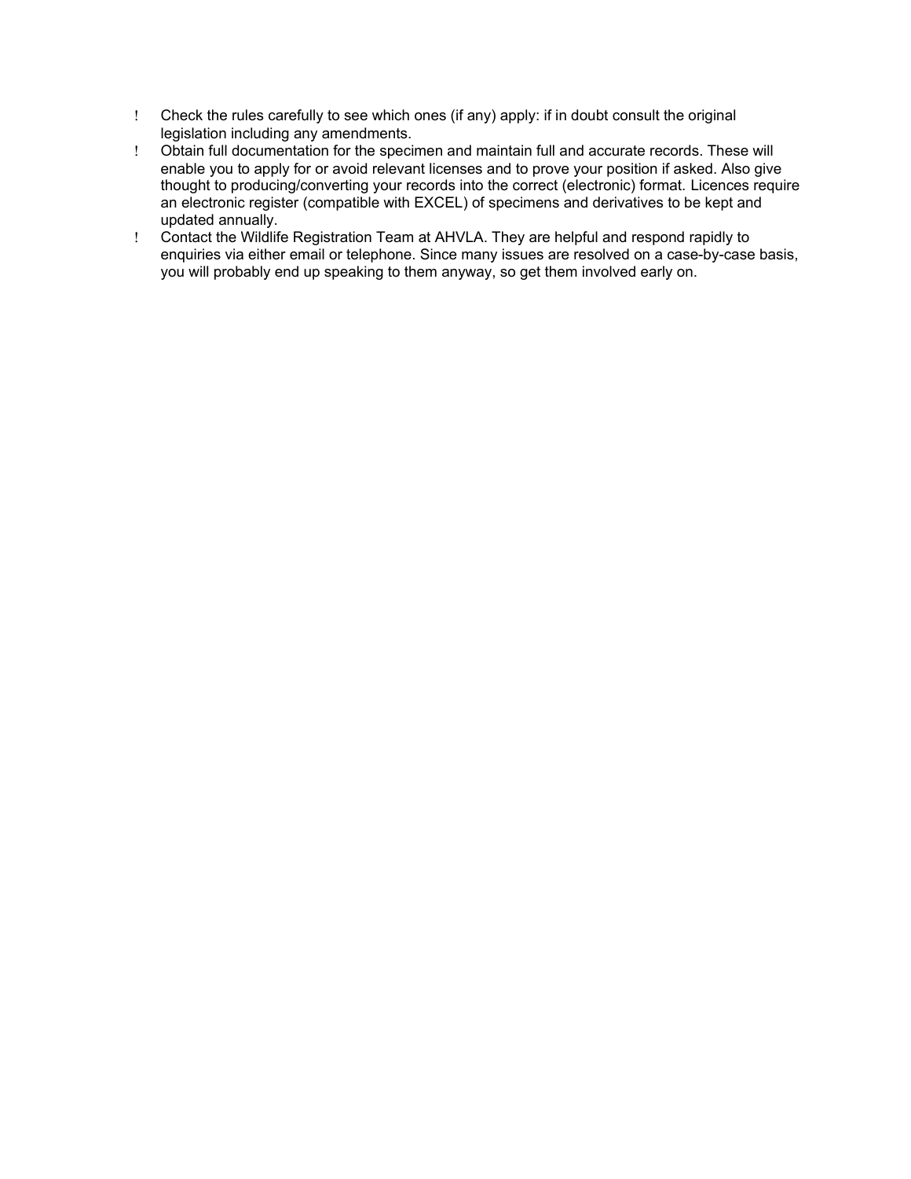- Check the rules carefully to see which ones (if any) apply: if in doubt consult the original legislation including any amendments.
- Obtain full documentation for the specimen and maintain full and accurate records. These will enable you to apply for or avoid relevant licenses and to prove your position if asked. Also give thought to producing/converting your records into the correct (electronic) format. Licences require an electronic register (compatible with EXCEL) of specimens and derivatives to be kept and updated annually.
- Contact the Wildlife Registration Team at AHVLA. They are helpful and respond rapidly to enquiries via either email or telephone. Since many issues are resolved on a case-by-case basis, you will probably end up speaking to them anyway, so get them involved early on.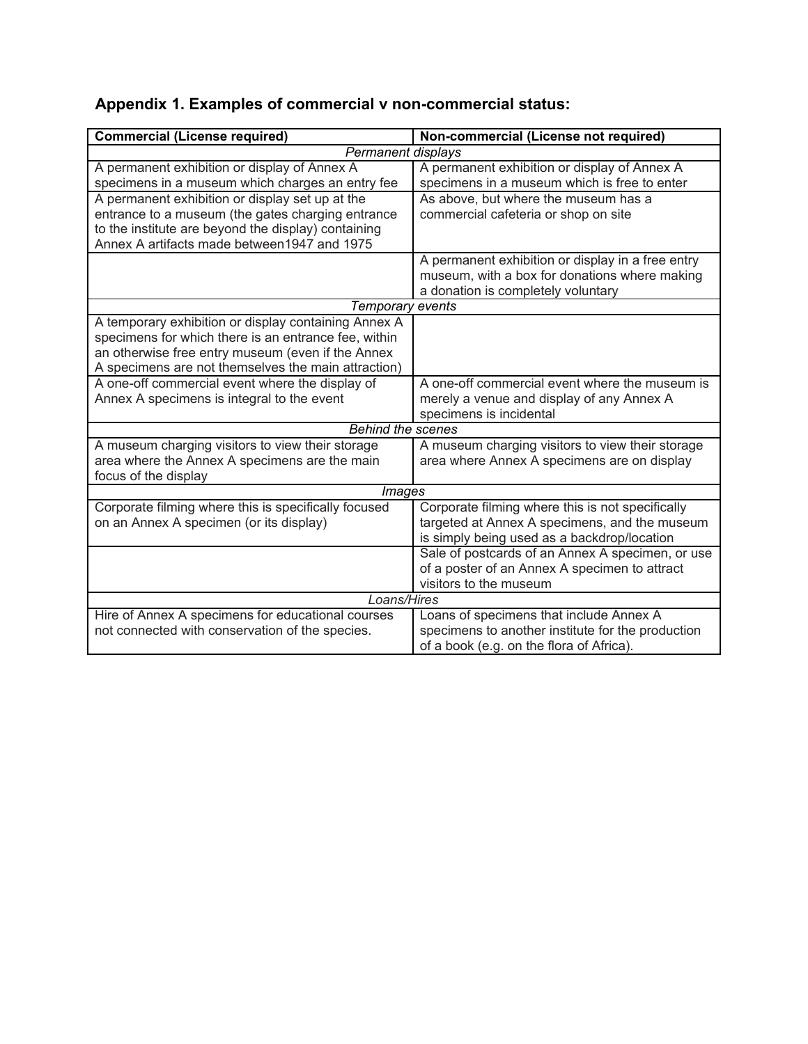## Appendix 1. Examples of commercial v non-commercial status:

| **Commercial (License required)** | **Non-commercial (License not required)** |
| --- | --- |
| *Permanent displays* | |
| A permanent exhibition or display of Annex A specimens in a museum which charges an entry fee | A permanent exhibition or display of Annex A specimens in a museum which is free to enter |
| A permanent exhibition or display set up at the entrance to a museum (the gates charging entrance to the institute are beyond the display) containing Annex A artifacts made between1947 and 1975 | As above, but where the museum has a commercial cafeteria or shop on site |
| | A permanent exhibition or display in a free entry museum, with a box for donations where making a donation is completely voluntary |
| *Temporary events* | |
| A temporary exhibition or display containing Annex A specimens for which there is an entrance fee, within an otherwise free entry museum (even if the Annex A specimens are not themselves the main attraction) | |
| A one-off commercial event where the display of Annex A specimens is integral to the event | A one-off commercial event where the museum is merely a venue and display of any Annex A specimens is incidental |
| *Behind the scenes* | |
| A museum charging visitors to view their storage area where the Annex A specimens are the main focus of the display | A museum charging visitors to view their storage area where Annex A specimens are on display |
| *Images* | |
| Corporate filming where this is specifically focused on an Annex A specimen (or its display) | Corporate filming where this is not specifically targeted at Annex A specimens, and the museum is simply being used as a backdrop/location |
| | Sale of postcards of an Annex A specimen, or use of a poster of an Annex A specimen to attract visitors to the museum |
| *Loans/Hires* | |
| Hire of Annex A specimens for educational courses not connected with conservation of the species. | Loans of specimens that include Annex A specimens to another institute for the production of a book (e.g. on the flora of Africa). |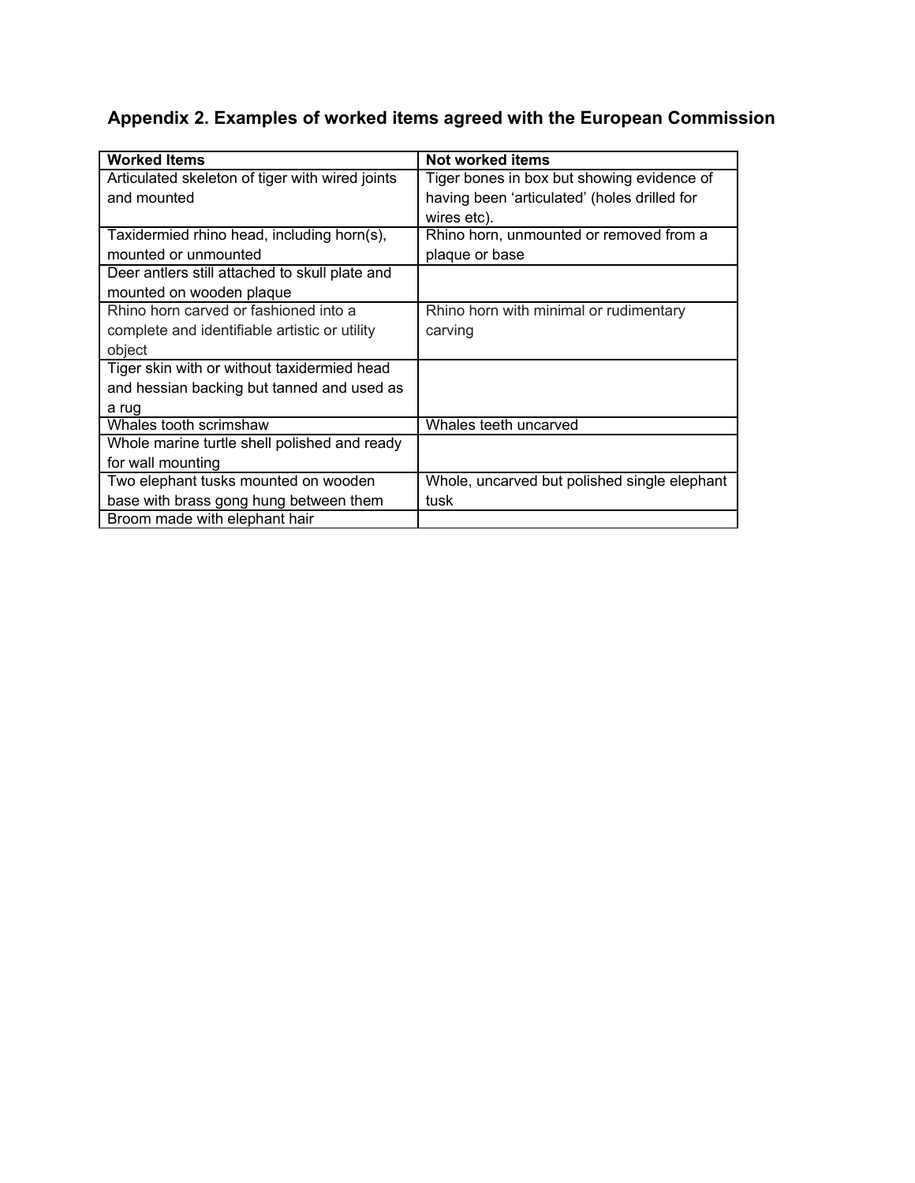## Appendix 2. Examples of worked items agreed with the European Commission

| Worked Items | Not worked items |
|---|---|
| Articulated skeleton of tiger with wired joints and mounted | Tiger bones in box but showing evidence of having been 'articulated' (holes drilled for wires etc). |
| Taxidermied rhino head, including horn(s), mounted or unmounted | Rhino horn, unmounted or removed from a plaque or base |
| Deer antlers still attached to skull plate and mounted on wooden plaque | |
| Rhino horn carved or fashioned into a complete and identifiable artistic or utility object | Rhino horn with minimal or rudimentary carving |
| Tiger skin with or without taxidermied head and hessian backing but tanned and used as a rug | |
| Whales tooth scrimshaw | Whales teeth uncarved |
| Whole marine turtle shell polished and ready for wall mounting | |
| Two elephant tusks mounted on wooden base with brass gong hung between them | Whole, uncarved but polished single elephant tusk |
| Broom made with elephant hair | |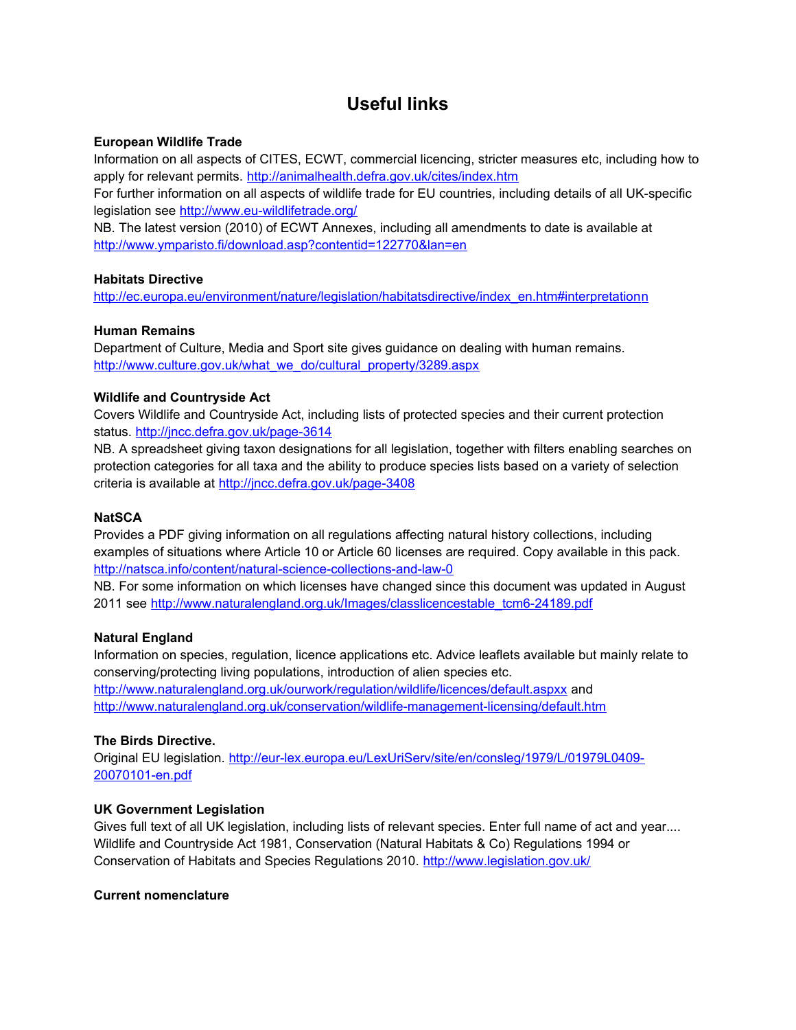# Useful links

**European Wildlife Trade**

Information on all aspects of CITES, ECWT, commercial licencing, stricter measures etc, including how to apply for relevant permits. http://animalhealth.defra.gov.uk/cites/index.htm

For further information on all aspects of wildlife trade for EU countries, including details of all UK-specific legislation see http://www.eu-wildlifetrade.org/

NB. The latest version (2010) of ECWT Annexes, including all amendments to date is available at http://www.ymparisto.fi/download.asp?contentid=122770&lan=en

**Habitats Directive**

http://ec.europa.eu/environment/nature/legislation/habitatsdirective/index_en.htm#interpretationn

**Human Remains**

Department of Culture, Media and Sport site gives guidance on dealing with human remains. http://www.culture.gov.uk/what_we_do/cultural_property/3289.aspx

**Wildlife and Countryside Act**

Covers Wildlife and Countryside Act, including lists of protected species and their current protection status. http://jncc.defra.gov.uk/page-3614

NB. A spreadsheet giving taxon designations for all legislation, together with filters enabling searches on protection categories for all taxa and the ability to produce species lists based on a variety of selection criteria is available at http://jncc.defra.gov.uk/page-3408

**NatSCA**

Provides a PDF giving information on all regulations affecting natural history collections, including examples of situations where Article 10 or Article 60 licenses are required. Copy available in this pack. http://natsca.info/content/natural-science-collections-and-law-0

NB. For some information on which licenses have changed since this document was updated in August 2011 see http://www.naturalengland.org.uk/Images/classlicencestable_tcm6-24189.pdf

**Natural England**

Information on species, regulation, licence applications etc. Advice leaflets available but mainly relate to conserving/protecting living populations, introduction of alien species etc. http://www.naturalengland.org.uk/ourwork/regulation/wildlife/licences/default.aspxx and http://www.naturalengland.org.uk/conservation/wildlife-management-licensing/default.htm

**The Birds Directive.**

Original EU legislation. http://eur-lex.europa.eu/LexUriServ/site/en/consleg/1979/L/01979L0409-20070101-en.pdf

**UK Government Legislation**

Gives full text of all UK legislation, including lists of relevant species. Enter full name of act and year.... Wildlife and Countryside Act 1981, Conservation (Natural Habitats & Co) Regulations 1994 or Conservation of Habitats and Species Regulations 2010. http://www.legislation.gov.uk/

**Current nomenclature**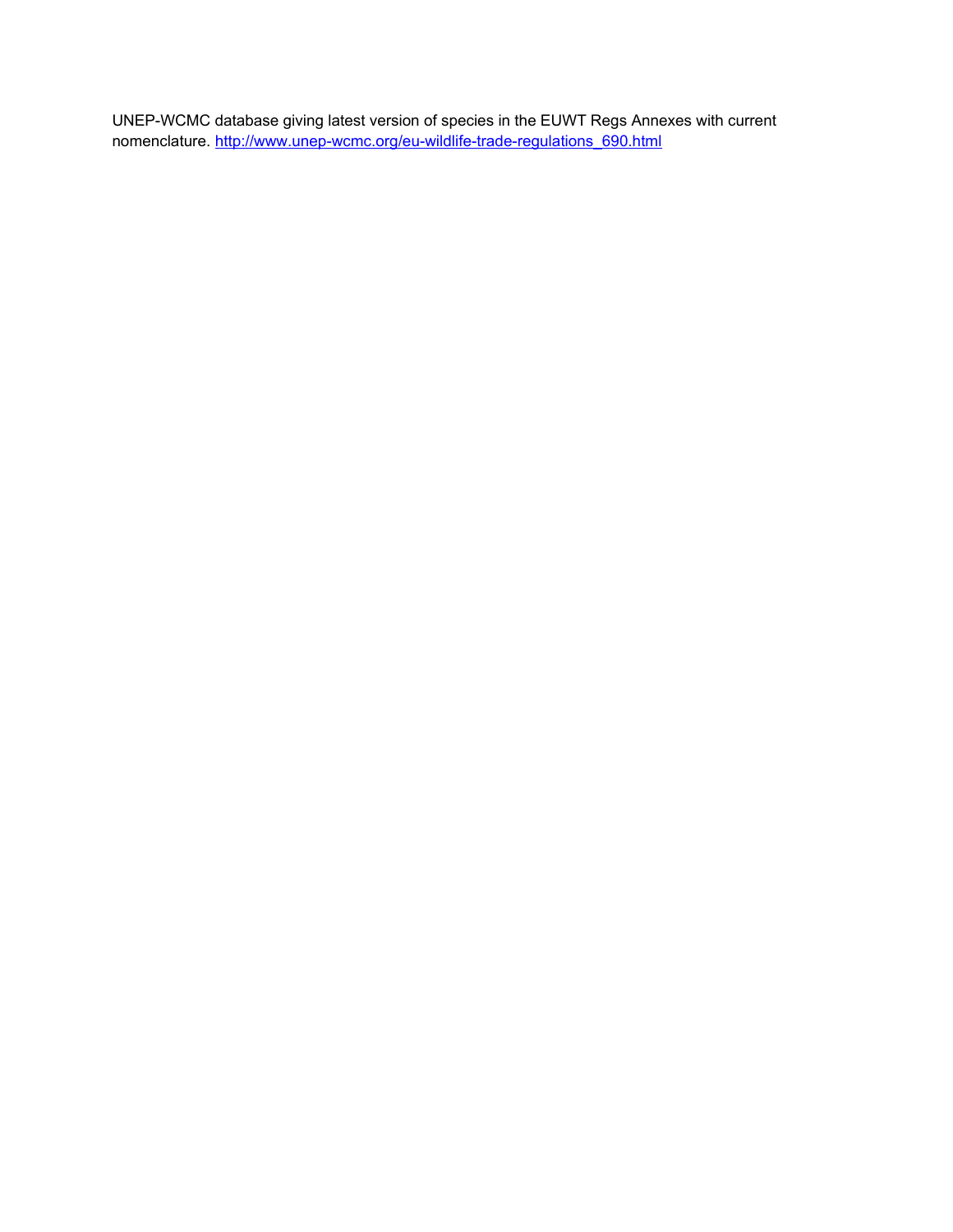UNEP-WCMC database giving latest version of species in the EUWT Regs Annexes with current nomenclature. [http://www.unep-wcmc.org/eu-wildlife-trade-regulations_690.html](http://www.unep-wcmc.org/eu-wildlife-trade-regulations_690.html)